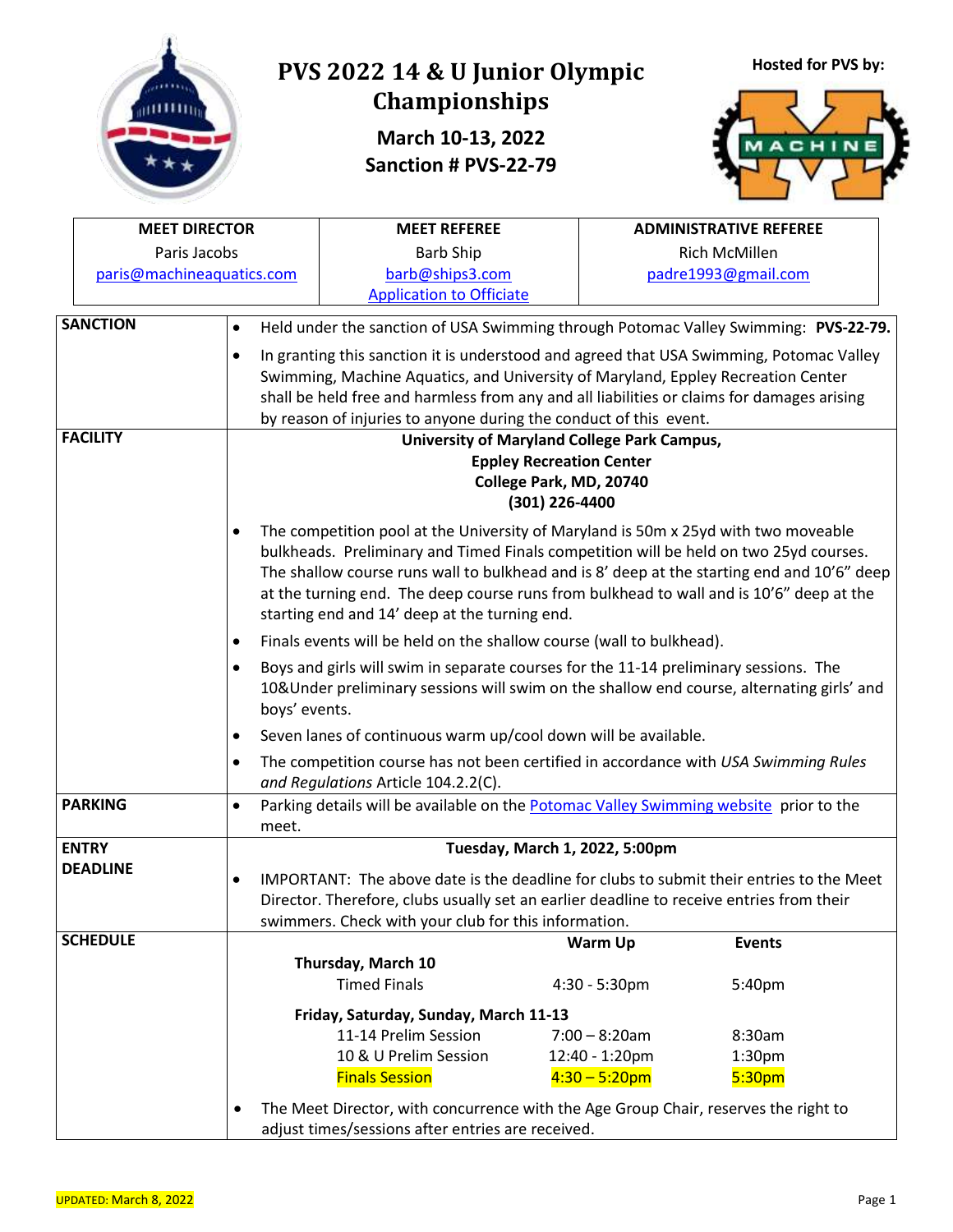# PVS 2022 14 & U Junior Olympic Championships

**March 10-13, 2022**
**Sanction # PVS-22-79**

**Hosted for PVS by:**

| MEET DIRECTOR | MEET REFEREE | ADMINISTRATIVE REFEREE |
|---|---|---|
| Paris Jacobs | Barb Ship | Rich McMillen |
| paris@machineaquatics.com | barb@ships3.com | padre1993@gmail.com |
| | Application to Officiate | |

| | |
|---|---|
| **SANCTION** | • Held under the sanction of USA Swimming through Potomac Valley Swimming: **PVS-22-79.**<br>• In granting this sanction it is understood and agreed that USA Swimming, Potomac Valley Swimming, Machine Aquatics, and University of Maryland, Eppley Recreation Center shall be held free and harmless from any and all liabilities or claims for damages arising by reason of injuries to anyone during the conduct of this event. |
| **FACILITY** | **University of Maryland College Park Campus,**<br>**Eppley Recreation Center**<br>**College Park, MD, 20740**<br>**(301) 226-4400**<br>• The competition pool at the University of Maryland is 50m x 25yd with two moveable bulkheads. Preliminary and Timed Finals competition will be held on two 25yd courses. The shallow course runs wall to bulkhead and is 8' deep at the starting end and 10'6" deep at the turning end. The deep course runs from bulkhead to wall and is 10'6" deep at the starting end and 14' deep at the turning end.<br>• Finals events will be held on the shallow course (wall to bulkhead).<br>• Boys and girls will swim in separate courses for the 11-14 preliminary sessions. The 10&Under preliminary sessions will swim on the shallow end course, alternating girls' and boys' events.<br>• Seven lanes of continuous warm up/cool down will be available.<br>• The competition course has not been certified in accordance with *USA Swimming Rules and Regulations* Article 104.2.2(C). |
| **PARKING** | • Parking details will be available on the Potomac Valley Swimming website prior to the meet. |
| **ENTRY DEADLINE** | **Tuesday, March 1, 2022, 5:00pm**<br>• IMPORTANT: The above date is the deadline for clubs to submit their entries to the Meet Director. Therefore, clubs usually set an earlier deadline to receive entries from their swimmers. Check with your club for this information. |
| **SCHEDULE** | See schedule below |

| | Warm Up | Events |
|---|---|---|
| **Thursday, March 10** | | |
| Timed Finals | 4:30 - 5:30pm | 5:40pm |
| **Friday, Saturday, Sunday, March 11-13** | | |
| 11-14 Prelim Session | 7:00 – 8:20am | 8:30am |
| 10 & U Prelim Session | 12:40 - 1:20pm | 1:30pm |
| Finals Session | 4:30 – 5:20pm | 5:30pm |

• The Meet Director, with concurrence with the Age Group Chair, reserves the right to adjust times/sessions after entries are received.

UPDATED: March 8, 2022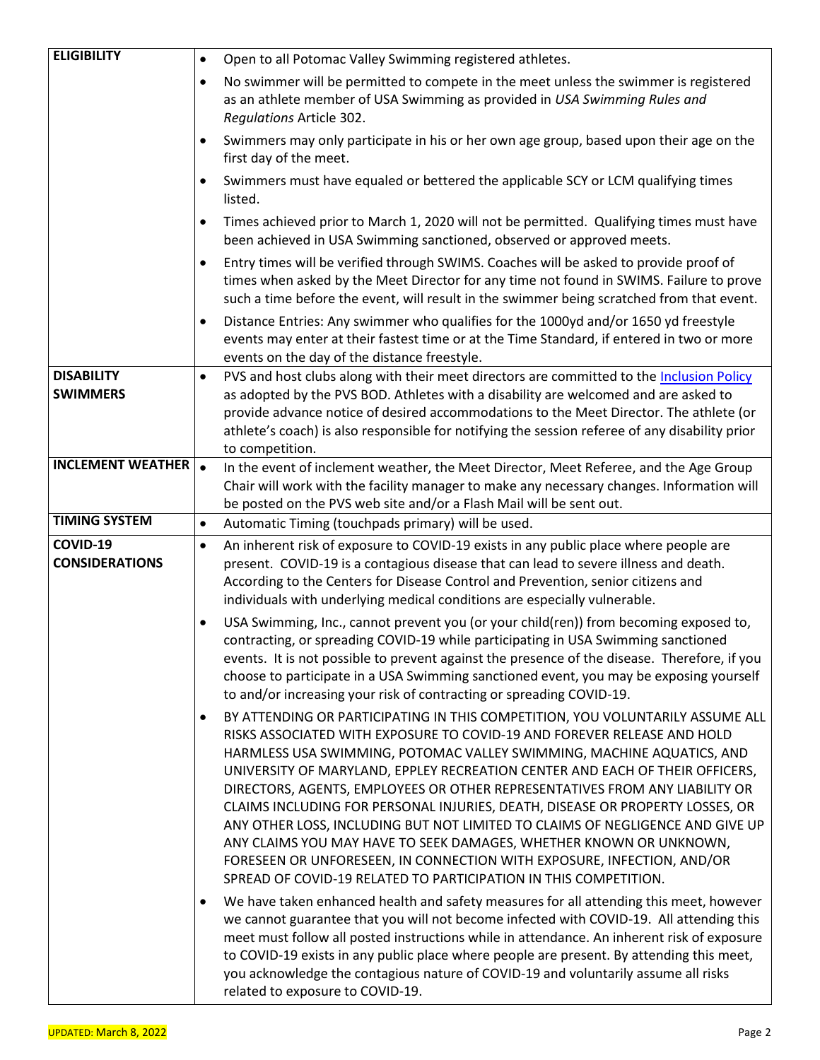| | |
|---|---|
| **ELIGIBILITY** | • Open to all Potomac Valley Swimming registered athletes.<br>• No swimmer will be permitted to compete in the meet unless the swimmer is registered as an athlete member of USA Swimming as provided in *USA Swimming Rules and Regulations* Article 302.<br>• Swimmers may only participate in his or her own age group, based upon their age on the first day of the meet.<br>• Swimmers must have equaled or bettered the applicable SCY or LCM qualifying times listed.<br>• Times achieved prior to March 1, 2020 will not be permitted. Qualifying times must have been achieved in USA Swimming sanctioned, observed or approved meets.<br>• Entry times will be verified through SWIMS. Coaches will be asked to provide proof of times when asked by the Meet Director for any time not found in SWIMS. Failure to prove such a time before the event, will result in the swimmer being scratched from that event.<br>• Distance Entries: Any swimmer who qualifies for the 1000yd and/or 1650 yd freestyle events may enter at their fastest time or at the Time Standard, if entered in two or more events on the day of the distance freestyle. |
| **DISABILITY SWIMMERS** | • PVS and host clubs along with their meet directors are committed to the Inclusion Policy as adopted by the PVS BOD. Athletes with a disability are welcomed and are asked to provide advance notice of desired accommodations to the Meet Director. The athlete (or athlete's coach) is also responsible for notifying the session referee of any disability prior to competition. |
| **INCLEMENT WEATHER** | • In the event of inclement weather, the Meet Director, Meet Referee, and the Age Group Chair will work with the facility manager to make any necessary changes. Information will be posted on the PVS web site and/or a Flash Mail will be sent out. |
| **TIMING SYSTEM** | • Automatic Timing (touchpads primary) will be used. |
| **COVID-19 CONSIDERATIONS** | • An inherent risk of exposure to COVID-19 exists in any public place where people are present. COVID-19 is a contagious disease that can lead to severe illness and death. According to the Centers for Disease Control and Prevention, senior citizens and individuals with underlying medical conditions are especially vulnerable.<br>• USA Swimming, Inc., cannot prevent you (or your child(ren)) from becoming exposed to, contracting, or spreading COVID-19 while participating in USA Swimming sanctioned events. It is not possible to prevent against the presence of the disease. Therefore, if you choose to participate in a USA Swimming sanctioned event, you may be exposing yourself to and/or increasing your risk of contracting or spreading COVID-19.<br>• BY ATTENDING OR PARTICIPATING IN THIS COMPETITION, YOU VOLUNTARILY ASSUME ALL RISKS ASSOCIATED WITH EXPOSURE TO COVID-19 AND FOREVER RELEASE AND HOLD HARMLESS USA SWIMMING, POTOMAC VALLEY SWIMMING, MACHINE AQUATICS, AND UNIVERSITY OF MARYLAND, EPPLEY RECREATION CENTER AND EACH OF THEIR OFFICERS, DIRECTORS, AGENTS, EMPLOYEES OR OTHER REPRESENTATIVES FROM ANY LIABILITY OR CLAIMS INCLUDING FOR PERSONAL INJURIES, DEATH, DISEASE OR PROPERTY LOSSES, OR ANY OTHER LOSS, INCLUDING BUT NOT LIMITED TO CLAIMS OF NEGLIGENCE AND GIVE UP ANY CLAIMS YOU MAY HAVE TO SEEK DAMAGES, WHETHER KNOWN OR UNKNOWN, FORESEEN OR UNFORESEEN, IN CONNECTION WITH EXPOSURE, INFECTION, AND/OR SPREAD OF COVID-19 RELATED TO PARTICIPATION IN THIS COMPETITION.<br>• We have taken enhanced health and safety measures for all attending this meet, however we cannot guarantee that you will not become infected with COVID-19. All attending this meet must follow all posted instructions while in attendance. An inherent risk of exposure to COVID-19 exists in any public place where people are present. By attending this meet, you acknowledge the contagious nature of COVID-19 and voluntarily assume all risks related to exposure to COVID-19. |

UPDATED: March 8, 2022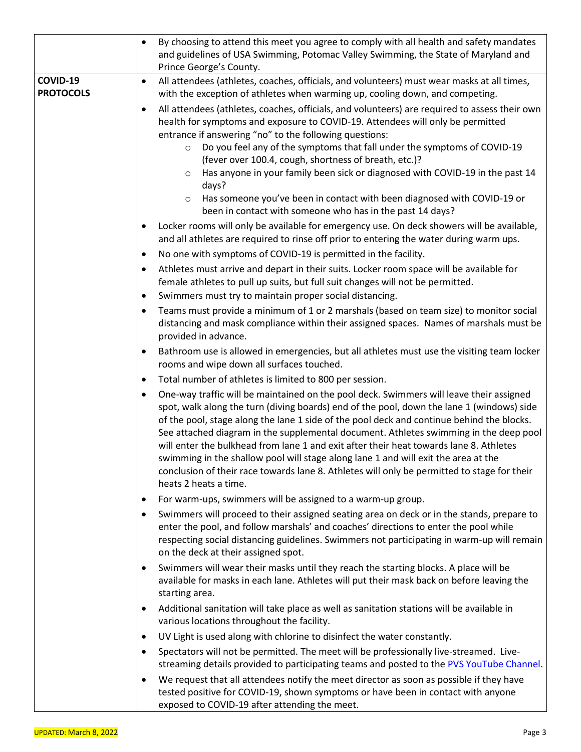| | |
|---|---|
| | • By choosing to attend this meet you agree to comply with all health and safety mandates and guidelines of USA Swimming, Potomac Valley Swimming, the State of Maryland and Prince George's County. |
| **COVID-19 PROTOCOLS** | • All attendees (athletes, coaches, officials, and volunteers) must wear masks at all times, with the exception of athletes when warming up, cooling down, and competing.<br>• All attendees (athletes, coaches, officials, and volunteers) are required to assess their own health for symptoms and exposure to COVID-19. Attendees will only be permitted entrance if answering "no" to the following questions:<br>&nbsp;&nbsp;&nbsp;&nbsp;○ Do you feel any of the symptoms that fall under the symptoms of COVID-19 (fever over 100.4, cough, shortness of breath, etc.)?<br>&nbsp;&nbsp;&nbsp;&nbsp;○ Has anyone in your family been sick or diagnosed with COVID-19 in the past 14 days?<br>&nbsp;&nbsp;&nbsp;&nbsp;○ Has someone you've been in contact with been diagnosed with COVID-19 or been in contact with someone who has in the past 14 days?<br>• Locker rooms will only be available for emergency use. On deck showers will be available, and all athletes are required to rinse off prior to entering the water during warm ups.<br>• No one with symptoms of COVID-19 is permitted in the facility.<br>• Athletes must arrive and depart in their suits. Locker room space will be available for female athletes to pull up suits, but full suit changes will not be permitted.<br>• Swimmers must try to maintain proper social distancing.<br>• Teams must provide a minimum of 1 or 2 marshals (based on team size) to monitor social distancing and mask compliance within their assigned spaces. Names of marshals must be provided in advance.<br>• Bathroom use is allowed in emergencies, but all athletes must use the visiting team locker rooms and wipe down all surfaces touched.<br>• Total number of athletes is limited to 800 per session.<br>• One-way traffic will be maintained on the pool deck. Swimmers will leave their assigned spot, walk along the turn (diving boards) end of the pool, down the lane 1 (windows) side of the pool, stage along the lane 1 side of the pool deck and continue behind the blocks. See attached diagram in the supplemental document. Athletes swimming in the deep pool will enter the bulkhead from lane 1 and exit after their heat towards lane 8. Athletes swimming in the shallow pool will stage along lane 1 and will exit the area at the conclusion of their race towards lane 8. Athletes will only be permitted to stage for their heats 2 heats a time.<br>• For warm-ups, swimmers will be assigned to a warm-up group.<br>• Swimmers will proceed to their assigned seating area on deck or in the stands, prepare to enter the pool, and follow marshals' and coaches' directions to enter the pool while respecting social distancing guidelines. Swimmers not participating in warm-up will remain on the deck at their assigned spot.<br>• Swimmers will wear their masks until they reach the starting blocks. A place will be available for masks in each lane. Athletes will put their mask back on before leaving the starting area.<br>• Additional sanitation will take place as well as sanitation stations will be available in various locations throughout the facility.<br>• UV Light is used along with chlorine to disinfect the water constantly.<br>• Spectators will not be permitted. The meet will be professionally live-streamed. Live-streaming details provided to participating teams and posted to the PVS YouTube Channel.<br>• We request that all attendees notify the meet director as soon as possible if they have tested positive for COVID-19, shown symptoms or have been in contact with anyone exposed to COVID-19 after attending the meet. |

UPDATED: March 8, 2022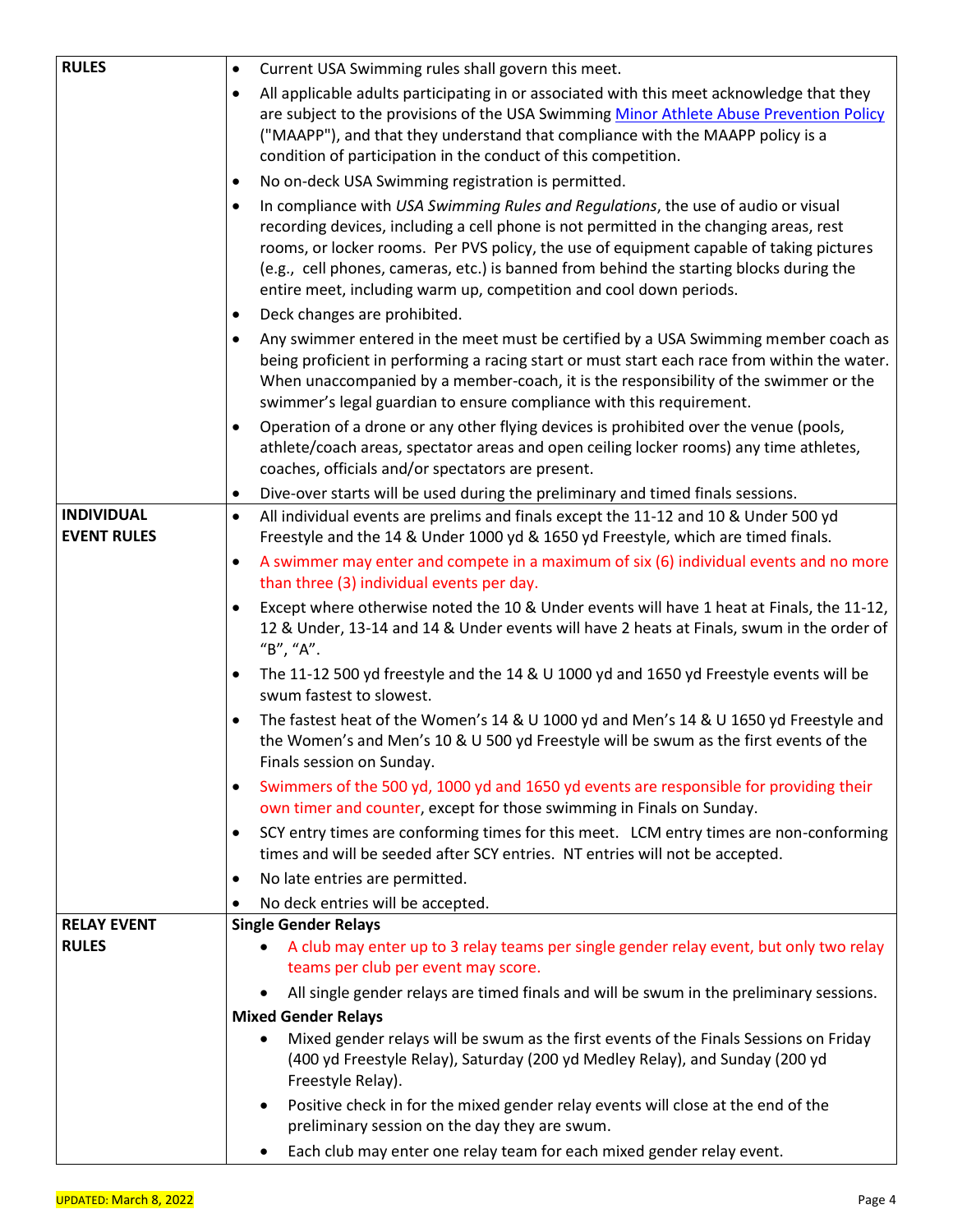| | |
|---|---|
| **RULES** | • Current USA Swimming rules shall govern this meet.<br>• All applicable adults participating in or associated with this meet acknowledge that they are subject to the provisions of the USA Swimming Minor Athlete Abuse Prevention Policy ("MAAPP"), and that they understand that compliance with the MAAPP policy is a condition of participation in the conduct of this competition.<br>• No on-deck USA Swimming registration is permitted.<br>• In compliance with *USA Swimming Rules and Regulations*, the use of audio or visual recording devices, including a cell phone is not permitted in the changing areas, rest rooms, or locker rooms. Per PVS policy, the use of equipment capable of taking pictures (e.g., cell phones, cameras, etc.) is banned from behind the starting blocks during the entire meet, including warm up, competition and cool down periods.<br>• Deck changes are prohibited.<br>• Any swimmer entered in the meet must be certified by a USA Swimming member coach as being proficient in performing a racing start or must start each race from within the water. When unaccompanied by a member-coach, it is the responsibility of the swimmer or the swimmer's legal guardian to ensure compliance with this requirement.<br>• Operation of a drone or any other flying devices is prohibited over the venue (pools, athlete/coach areas, spectator areas and open ceiling locker rooms) any time athletes, coaches, officials and/or spectators are present.<br>• Dive-over starts will be used during the preliminary and timed finals sessions. |
| **INDIVIDUAL EVENT RULES** | • All individual events are prelims and finals except the 11-12 and 10 & Under 500 yd Freestyle and the 14 & Under 1000 yd & 1650 yd Freestyle, which are timed finals.<br>• A swimmer may enter and compete in a maximum of six (6) individual events and no more than three (3) individual events per day.<br>• Except where otherwise noted the 10 & Under events will have 1 heat at Finals, the 11-12, 12 & Under, 13-14 and 14 & Under events will have 2 heats at Finals, swum in the order of "B", "A".<br>• The 11-12 500 yd freestyle and the 14 & U 1000 yd and 1650 yd Freestyle events will be swum fastest to slowest.<br>• The fastest heat of the Women's 14 & U 1000 yd and Men's 14 & U 1650 yd Freestyle and the Women's and Men's 10 & U 500 yd Freestyle will be swum as the first events of the Finals session on Sunday.<br>• Swimmers of the 500 yd, 1000 yd and 1650 yd events are responsible for providing their own timer and counter, except for those swimming in Finals on Sunday.<br>• SCY entry times are conforming times for this meet. LCM entry times are non-conforming times and will be seeded after SCY entries. NT entries will not be accepted.<br>• No late entries are permitted.<br>• No deck entries will be accepted. |
| **RELAY EVENT RULES** | **Single Gender Relays**<br>• A club may enter up to 3 relay teams per single gender relay event, but only two relay teams per club per event may score.<br>• All single gender relays are timed finals and will be swum in the preliminary sessions.<br>**Mixed Gender Relays**<br>• Mixed gender relays will be swum as the first events of the Finals Sessions on Friday (400 yd Freestyle Relay), Saturday (200 yd Medley Relay), and Sunday (200 yd Freestyle Relay).<br>• Positive check in for the mixed gender relay events will close at the end of the preliminary session on the day they are swum.<br>• Each club may enter one relay team for each mixed gender relay event. |

UPDATED: March 8, 2022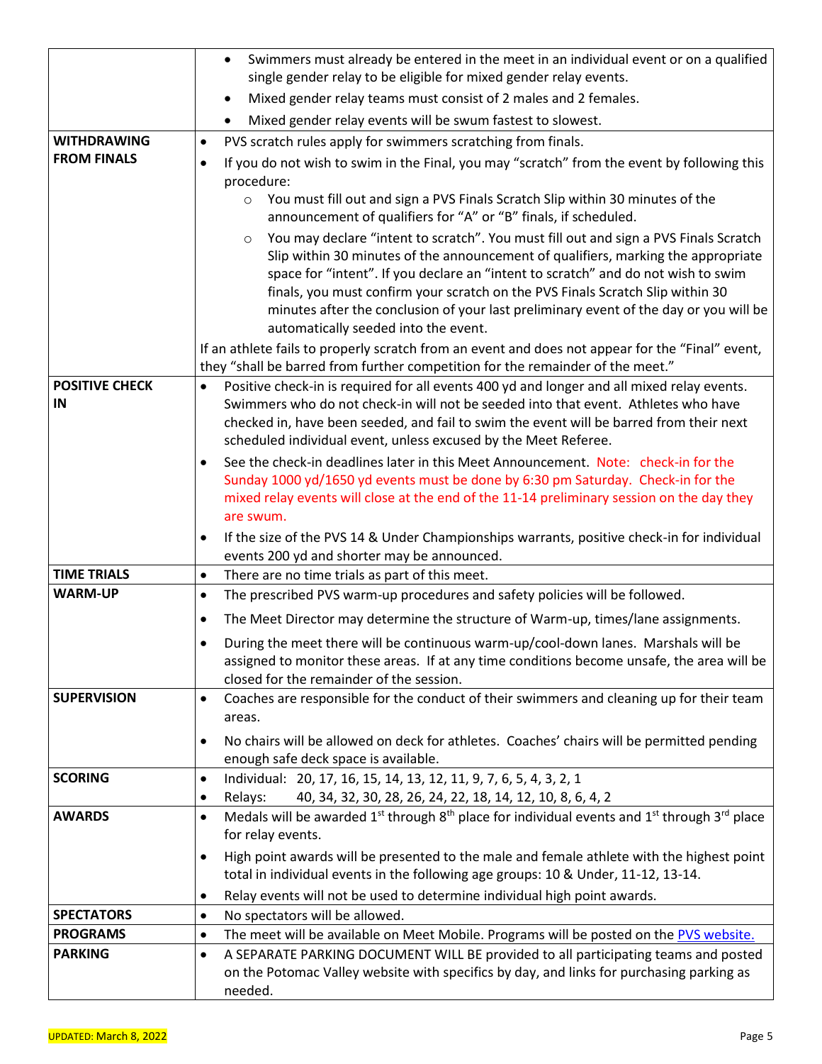| | |
|---|---|
| | • Swimmers must already be entered in the meet in an individual event or on a qualified single gender relay to be eligible for mixed gender relay events.<br>• Mixed gender relay teams must consist of 2 males and 2 females.<br>• Mixed gender relay events will be swum fastest to slowest. |
| **WITHDRAWING FROM FINALS** | • PVS scratch rules apply for swimmers scratching from finals.<br>• If you do not wish to swim in the Final, you may "scratch" from the event by following this procedure:<br>&nbsp;&nbsp;&nbsp;&nbsp;○ You must fill out and sign a PVS Finals Scratch Slip within 30 minutes of the announcement of qualifiers for "A" or "B" finals, if scheduled.<br>&nbsp;&nbsp;&nbsp;&nbsp;○ You may declare "intent to scratch". You must fill out and sign a PVS Finals Scratch Slip within 30 minutes of the announcement of qualifiers, marking the appropriate space for "intent". If you declare an "intent to scratch" and do not wish to swim finals, you must confirm your scratch on the PVS Finals Scratch Slip within 30 minutes after the conclusion of your last preliminary event of the day or you will be automatically seeded into the event.<br><br>If an athlete fails to properly scratch from an event and does not appear for the "Final" event, they "shall be barred from further competition for the remainder of the meet." |
| **POSITIVE CHECK IN** | • Positive check-in is required for all events 400 yd and longer and all mixed relay events. Swimmers who do not check-in will not be seeded into that event. Athletes who have checked in, have been seeded, and fail to swim the event will be barred from their next scheduled individual event, unless excused by the Meet Referee.<br>• See the check-in deadlines later in this Meet Announcement. Note: check-in for the Sunday 1000 yd/1650 yd events must be done by 6:30 pm Saturday. Check-in for the mixed relay events will close at the end of the 11-14 preliminary session on the day they are swum.<br>• If the size of the PVS 14 & Under Championships warrants, positive check-in for individual events 200 yd and shorter may be announced. |
| **TIME TRIALS** | • There are no time trials as part of this meet. |
| **WARM-UP** | • The prescribed PVS warm-up procedures and safety policies will be followed.<br>• The Meet Director may determine the structure of Warm-up, times/lane assignments.<br>• During the meet there will be continuous warm-up/cool-down lanes. Marshals will be assigned to monitor these areas. If at any time conditions become unsafe, the area will be closed for the remainder of the session. |
| **SUPERVISION** | • Coaches are responsible for the conduct of their swimmers and cleaning up for their team areas.<br>• No chairs will be allowed on deck for athletes. Coaches' chairs will be permitted pending enough safe deck space is available. |
| **SCORING** | • Individual: 20, 17, 16, 15, 14, 13, 12, 11, 9, 7, 6, 5, 4, 3, 2, 1<br>• Relays: 40, 34, 32, 30, 28, 26, 24, 22, 18, 14, 12, 10, 8, 6, 4, 2 |
| **AWARDS** | • Medals will be awarded 1st through 8th place for individual events and 1st through 3rd place for relay events.<br>• High point awards will be presented to the male and female athlete with the highest point total in individual events in the following age groups: 10 & Under, 11-12, 13-14.<br>• Relay events will not be used to determine individual high point awards. |
| **SPECTATORS** | • No spectators will be allowed. |
| **PROGRAMS** | • The meet will be available on Meet Mobile. Programs will be posted on the PVS website. |
| **PARKING** | • A SEPARATE PARKING DOCUMENT WILL BE provided to all participating teams and posted on the Potomac Valley website with specifics by day, and links for purchasing parking as needed. |

UPDATED: March 8, 2022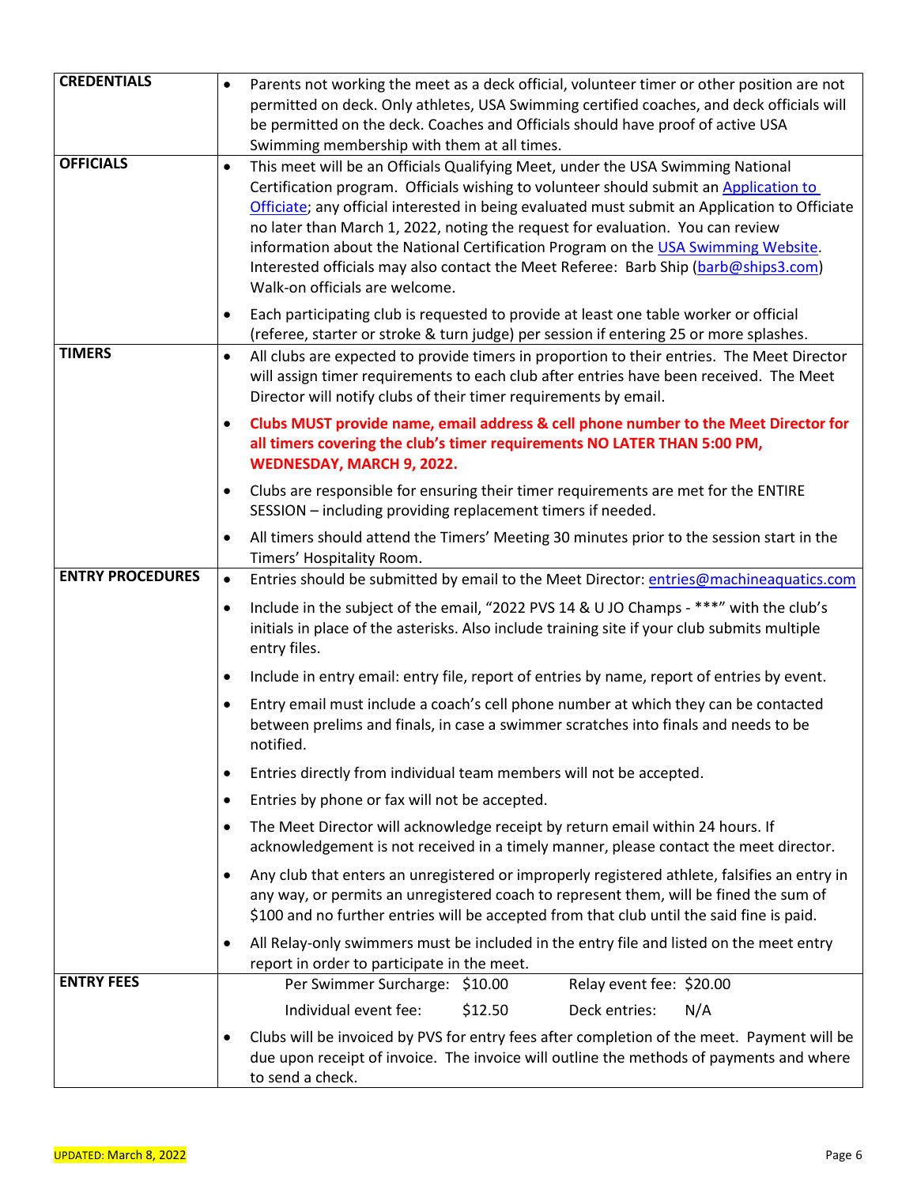| | |
|---|---|
| **CREDENTIALS** | • Parents not working the meet as a deck official, volunteer timer or other position are not permitted on deck. Only athletes, USA Swimming certified coaches, and deck officials will be permitted on the deck. Coaches and Officials should have proof of active USA Swimming membership with them at all times. |
| **OFFICIALS** | • This meet will be an Officials Qualifying Meet, under the USA Swimming National Certification program. Officials wishing to volunteer should submit an Application to Officiate; any official interested in being evaluated must submit an Application to Officiate no later than March 1, 2022, noting the request for evaluation. You can review information about the National Certification Program on the USA Swimming Website. Interested officials may also contact the Meet Referee: Barb Ship (barb@ships3.com) Walk-on officials are welcome.<br>• Each participating club is requested to provide at least one table worker or official (referee, starter or stroke & turn judge) per session if entering 25 or more splashes. |
| **TIMERS** | • All clubs are expected to provide timers in proportion to their entries. The Meet Director will assign timer requirements to each club after entries have been received. The Meet Director will notify clubs of their timer requirements by email.<br>• **Clubs MUST provide name, email address & cell phone number to the Meet Director for all timers covering the club's timer requirements NO LATER THAN 5:00 PM, WEDNESDAY, MARCH 9, 2022.**<br>• Clubs are responsible for ensuring their timer requirements are met for the ENTIRE SESSION – including providing replacement timers if needed.<br>• All timers should attend the Timers' Meeting 30 minutes prior to the session start in the Timers' Hospitality Room. |
| **ENTRY PROCEDURES** | • Entries should be submitted by email to the Meet Director: entries@machineaquatics.com<br>• Include in the subject of the email, "2022 PVS 14 & U JO Champs - ***" with the club's initials in place of the asterisks. Also include training site if your club submits multiple entry files.<br>• Include in entry email: entry file, report of entries by name, report of entries by event.<br>• Entry email must include a coach's cell phone number at which they can be contacted between prelims and finals, in case a swimmer scratches into finals and needs to be notified.<br>• Entries directly from individual team members will not be accepted.<br>• Entries by phone or fax will not be accepted.<br>• The Meet Director will acknowledge receipt by return email within 24 hours. If acknowledgement is not received in a timely manner, please contact the meet director.<br>• Any club that enters an unregistered or improperly registered athlete, falsifies an entry in any way, or permits an unregistered coach to represent them, will be fined the sum of $100 and no further entries will be accepted from that club until the said fine is paid.<br>• All Relay-only swimmers must be included in the entry file and listed on the meet entry report in order to participate in the meet. |
| **ENTRY FEES** | Per Swimmer Surcharge: $10.00 &nbsp;&nbsp; Relay event fee: $20.00<br>Individual event fee: $12.50 &nbsp;&nbsp; Deck entries: N/A<br>• Clubs will be invoiced by PVS for entry fees after completion of the meet. Payment will be due upon receipt of invoice. The invoice will outline the methods of payments and where to send a check. |

UPDATED: March 8, 2022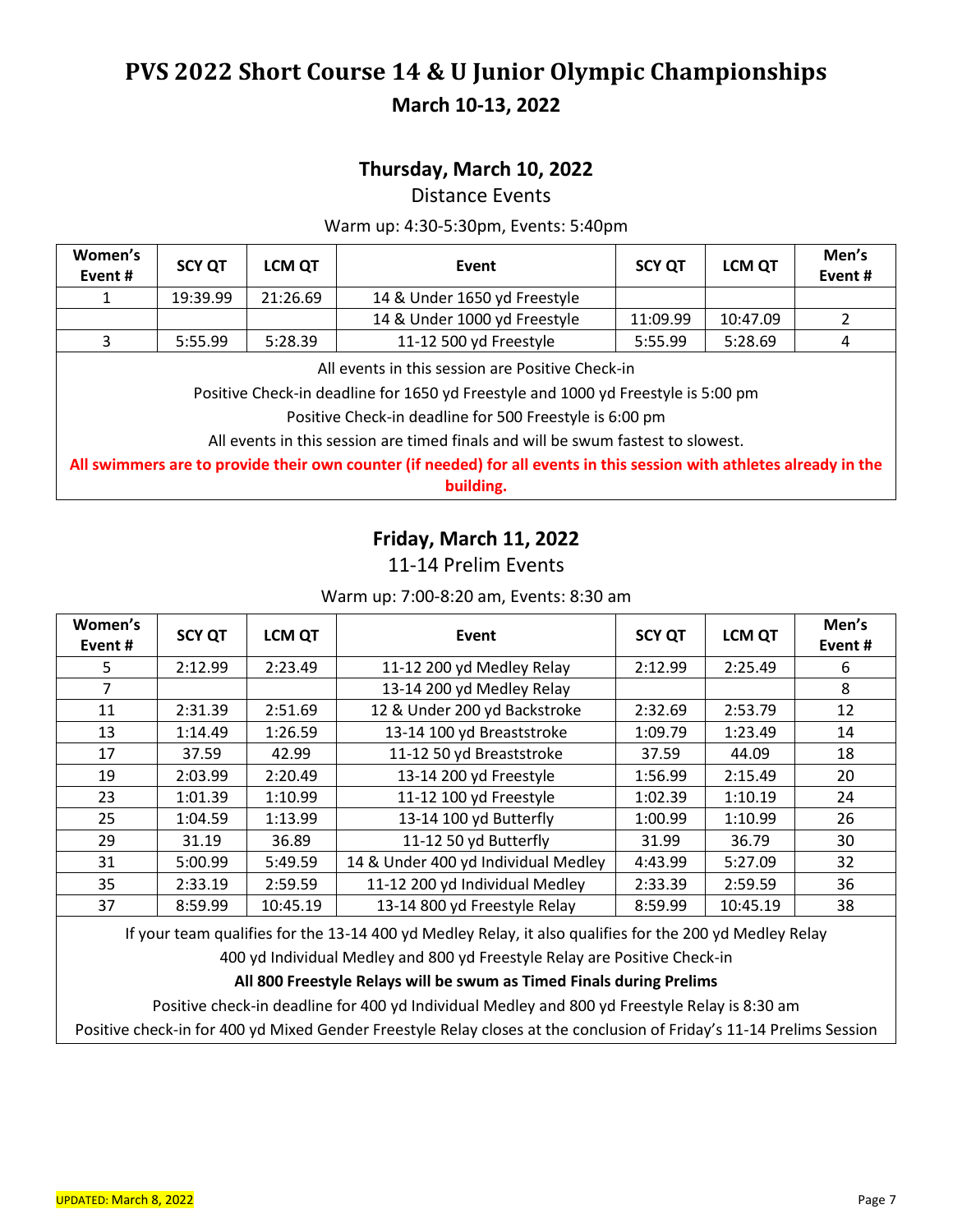# PVS 2022 Short Course 14 & U Junior Olympic Championships

## March 10-13, 2022

### Thursday, March 10, 2022

Distance Events

Warm up: 4:30-5:30pm, Events: 5:40pm

| Women's Event # | SCY QT | LCM QT | Event | SCY QT | LCM QT | Men's Event # |
|---|---|---|---|---|---|---|
| 1 | 19:39.99 | 21:26.69 | 14 & Under 1650 yd Freestyle | | | |
| | | | 14 & Under 1000 yd Freestyle | 11:09.99 | 10:47.09 | 2 |
| 3 | 5:55.99 | 5:28.39 | 11-12 500 yd Freestyle | 5:55.99 | 5:28.69 | 4 |

All events in this session are Positive Check-in

Positive Check-in deadline for 1650 yd Freestyle and 1000 yd Freestyle is 5:00 pm

Positive Check-in deadline for 500 Freestyle is 6:00 pm

All events in this session are timed finals and will be swum fastest to slowest.

**All swimmers are to provide their own counter (if needed) for all events in this session with athletes already in the building.**

### Friday, March 11, 2022

11-14 Prelim Events

Warm up: 7:00-8:20 am, Events: 8:30 am

| Women's Event # | SCY QT | LCM QT | Event | SCY QT | LCM QT | Men's Event # |
|---|---|---|---|---|---|---|
| 5 | 2:12.99 | 2:23.49 | 11-12 200 yd Medley Relay | 2:12.99 | 2:25.49 | 6 |
| 7 | | | 13-14 200 yd Medley Relay | | | 8 |
| 11 | 2:31.39 | 2:51.69 | 12 & Under 200 yd Backstroke | 2:32.69 | 2:53.79 | 12 |
| 13 | 1:14.49 | 1:26.59 | 13-14 100 yd Breaststroke | 1:09.79 | 1:23.49 | 14 |
| 17 | 37.59 | 42.99 | 11-12 50 yd Breaststroke | 37.59 | 44.09 | 18 |
| 19 | 2:03.99 | 2:20.49 | 13-14 200 yd Freestyle | 1:56.99 | 2:15.49 | 20 |
| 23 | 1:01.39 | 1:10.99 | 11-12 100 yd Freestyle | 1:02.39 | 1:10.19 | 24 |
| 25 | 1:04.59 | 1:13.99 | 13-14 100 yd Butterfly | 1:00.99 | 1:10.99 | 26 |
| 29 | 31.19 | 36.89 | 11-12 50 yd Butterfly | 31.99 | 36.79 | 30 |
| 31 | 5:00.99 | 5:49.59 | 14 & Under 400 yd Individual Medley | 4:43.99 | 5:27.09 | 32 |
| 35 | 2:33.19 | 2:59.59 | 11-12 200 yd Individual Medley | 2:33.39 | 2:59.59 | 36 |
| 37 | 8:59.99 | 10:45.19 | 13-14 800 yd Freestyle Relay | 8:59.99 | 10:45.19 | 38 |

If your team qualifies for the 13-14 400 yd Medley Relay, it also qualifies for the 200 yd Medley Relay

400 yd Individual Medley and 800 yd Freestyle Relay are Positive Check-in

**All 800 Freestyle Relays will be swum as Timed Finals during Prelims**

Positive check-in deadline for 400 yd Individual Medley and 800 yd Freestyle Relay is 8:30 am

Positive check-in for 400 yd Mixed Gender Freestyle Relay closes at the conclusion of Friday's 11-14 Prelims Session

UPDATED: March 8, 2022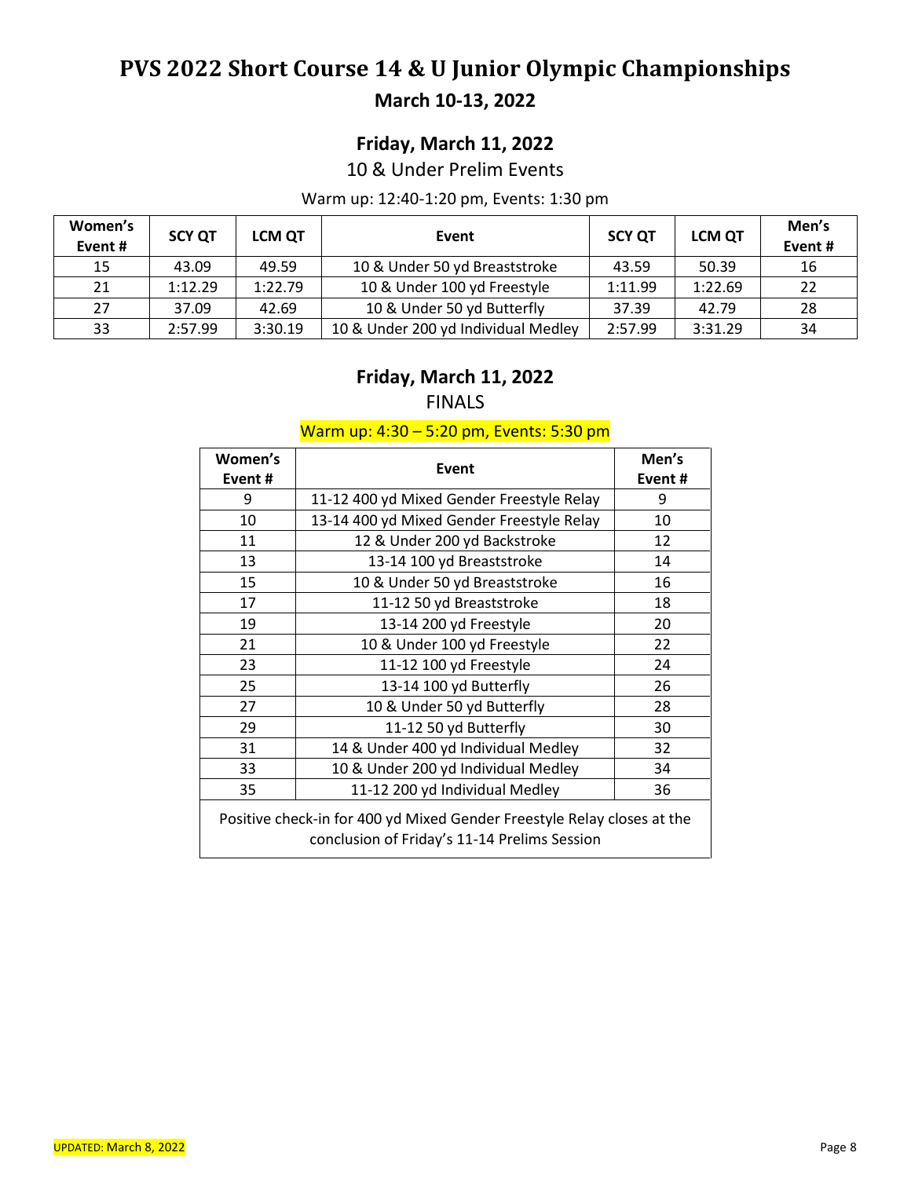# PVS 2022 Short Course 14 & U Junior Olympic Championships

## March 10-13, 2022

### Friday, March 11, 2022

10 & Under Prelim Events

Warm up: 12:40-1:20 pm, Events: 1:30 pm

| Women's Event # | SCY QT | LCM QT | Event | SCY QT | LCM QT | Men's Event # |
|---|---|---|---|---|---|---|
| 15 | 43.09 | 49.59 | 10 & Under 50 yd Breaststroke | 43.59 | 50.39 | 16 |
| 21 | 1:12.29 | 1:22.79 | 10 & Under 100 yd Freestyle | 1:11.99 | 1:22.69 | 22 |
| 27 | 37.09 | 42.69 | 10 & Under 50 yd Butterfly | 37.39 | 42.79 | 28 |
| 33 | 2:57.99 | 3:30.19 | 10 & Under 200 yd Individual Medley | 2:57.99 | 3:31.29 | 34 |

### Friday, March 11, 2022

FINALS

Warm up: 4:30 – 5:20 pm, Events: 5:30 pm

| Women's Event # | Event | Men's Event # |
|---|---|---|
| 9 | 11-12 400 yd Mixed Gender Freestyle Relay | 9 |
| 10 | 13-14 400 yd Mixed Gender Freestyle Relay | 10 |
| 11 | 12 & Under 200 yd Backstroke | 12 |
| 13 | 13-14 100 yd Breaststroke | 14 |
| 15 | 10 & Under 50 yd Breaststroke | 16 |
| 17 | 11-12 50 yd Breaststroke | 18 |
| 19 | 13-14 200 yd Freestyle | 20 |
| 21 | 10 & Under 100 yd Freestyle | 22 |
| 23 | 11-12 100 yd Freestyle | 24 |
| 25 | 13-14 100 yd Butterfly | 26 |
| 27 | 10 & Under 50 yd Butterfly | 28 |
| 29 | 11-12 50 yd Butterfly | 30 |
| 31 | 14 & Under 400 yd Individual Medley | 32 |
| 33 | 10 & Under 200 yd Individual Medley | 34 |
| 35 | 11-12 200 yd Individual Medley | 36 |
| Positive check-in for 400 yd Mixed Gender Freestyle Relay closes at the conclusion of Friday's 11-14 Prelims Session | | |

UPDATED: March 8, 2022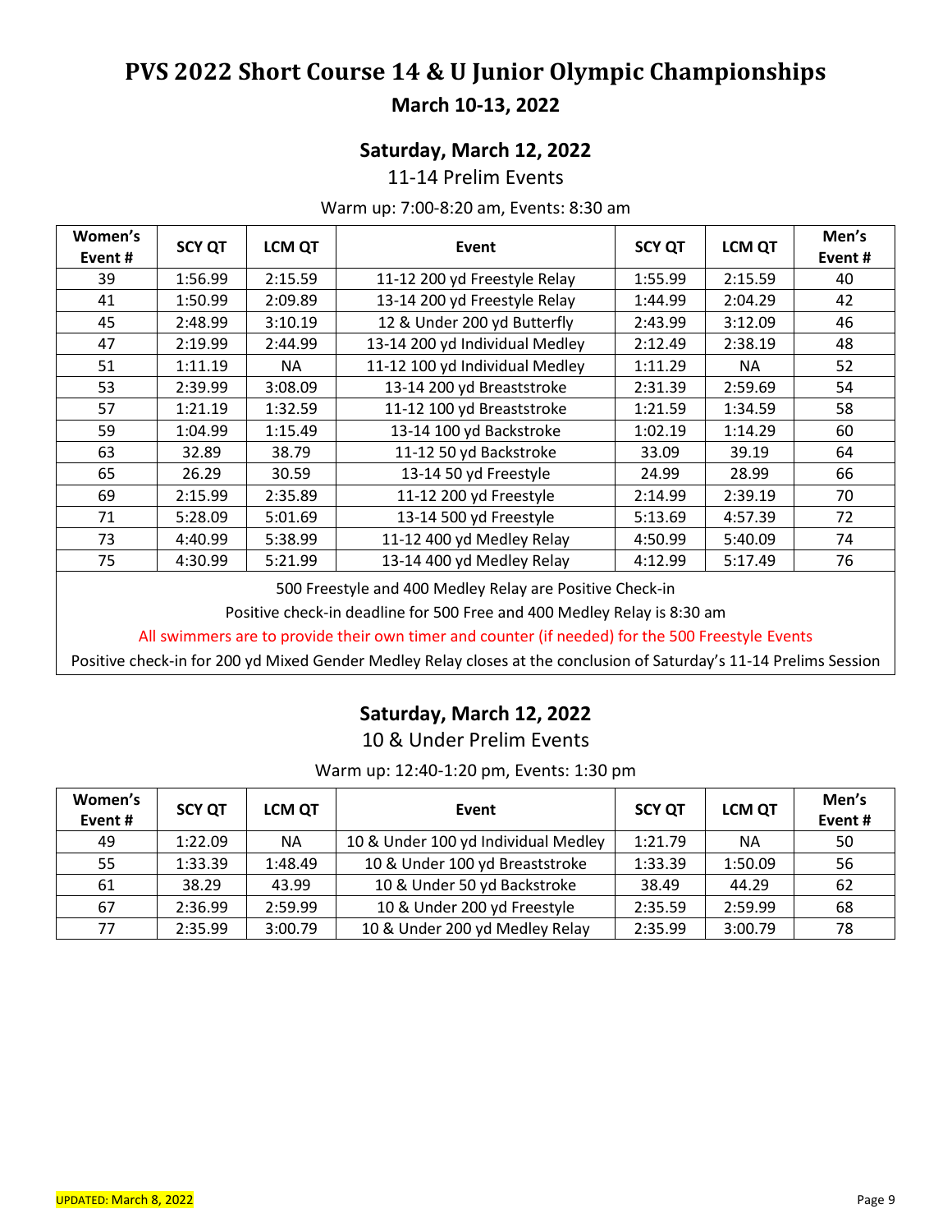# PVS 2022 Short Course 14 & U Junior Olympic Championships

## March 10-13, 2022

### Saturday, March 12, 2022

11-14 Prelim Events

Warm up: 7:00-8:20 am, Events: 8:30 am

| Women's Event # | SCY QT | LCM QT | Event | SCY QT | LCM QT | Men's Event # |
|---|---|---|---|---|---|---|
| 39 | 1:56.99 | 2:15.59 | 11-12 200 yd Freestyle Relay | 1:55.99 | 2:15.59 | 40 |
| 41 | 1:50.99 | 2:09.89 | 13-14 200 yd Freestyle Relay | 1:44.99 | 2:04.29 | 42 |
| 45 | 2:48.99 | 3:10.19 | 12 & Under 200 yd Butterfly | 2:43.99 | 3:12.09 | 46 |
| 47 | 2:19.99 | 2:44.99 | 13-14 200 yd Individual Medley | 2:12.49 | 2:38.19 | 48 |
| 51 | 1:11.19 | NA | 11-12 100 yd Individual Medley | 1:11.29 | NA | 52 |
| 53 | 2:39.99 | 3:08.09 | 13-14 200 yd Breaststroke | 2:31.39 | 2:59.69 | 54 |
| 57 | 1:21.19 | 1:32.59 | 11-12 100 yd Breaststroke | 1:21.59 | 1:34.59 | 58 |
| 59 | 1:04.99 | 1:15.49 | 13-14 100 yd Backstroke | 1:02.19 | 1:14.29 | 60 |
| 63 | 32.89 | 38.79 | 11-12 50 yd Backstroke | 33.09 | 39.19 | 64 |
| 65 | 26.29 | 30.59 | 13-14 50 yd Freestyle | 24.99 | 28.99 | 66 |
| 69 | 2:15.99 | 2:35.89 | 11-12 200 yd Freestyle | 2:14.99 | 2:39.19 | 70 |
| 71 | 5:28.09 | 5:01.69 | 13-14 500 yd Freestyle | 5:13.69 | 4:57.39 | 72 |
| 73 | 4:40.99 | 5:38.99 | 11-12 400 yd Medley Relay | 4:50.99 | 5:40.09 | 74 |
| 75 | 4:30.99 | 5:21.99 | 13-14 400 yd Medley Relay | 4:12.99 | 5:17.49 | 76 |

500 Freestyle and 400 Medley Relay are Positive Check-in

Positive check-in deadline for 500 Free and 400 Medley Relay is 8:30 am

All swimmers are to provide their own timer and counter (if needed) for the 500 Freestyle Events

Positive check-in for 200 yd Mixed Gender Medley Relay closes at the conclusion of Saturday's 11-14 Prelims Session

### Saturday, March 12, 2022

10 & Under Prelim Events

Warm up: 12:40-1:20 pm, Events: 1:30 pm

| Women's Event # | SCY QT | LCM QT | Event | SCY QT | LCM QT | Men's Event # |
|---|---|---|---|---|---|---|
| 49 | 1:22.09 | NA | 10 & Under 100 yd Individual Medley | 1:21.79 | NA | 50 |
| 55 | 1:33.39 | 1:48.49 | 10 & Under 100 yd Breaststroke | 1:33.39 | 1:50.09 | 56 |
| 61 | 38.29 | 43.99 | 10 & Under 50 yd Backstroke | 38.49 | 44.29 | 62 |
| 67 | 2:36.99 | 2:59.99 | 10 & Under 200 yd Freestyle | 2:35.59 | 2:59.99 | 68 |
| 77 | 2:35.99 | 3:00.79 | 10 & Under 200 yd Medley Relay | 2:35.99 | 3:00.79 | 78 |

UPDATED: March 8, 2022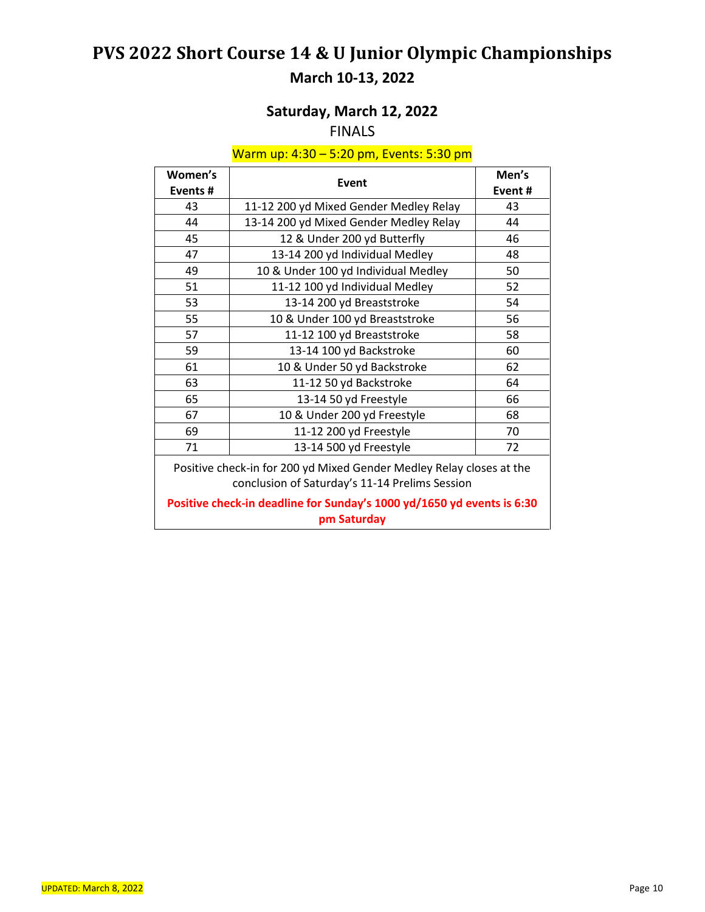# PVS 2022 Short Course 14 & U Junior Olympic Championships

## March 10-13, 2022

### Saturday, March 12, 2022

FINALS

Warm up: 4:30 – 5:20 pm, Events: 5:30 pm

| Women's Events # | Event | Men's Event # |
|---|---|---|
| 43 | 11-12 200 yd Mixed Gender Medley Relay | 43 |
| 44 | 13-14 200 yd Mixed Gender Medley Relay | 44 |
| 45 | 12 & Under 200 yd Butterfly | 46 |
| 47 | 13-14 200 yd Individual Medley | 48 |
| 49 | 10 & Under 100 yd Individual Medley | 50 |
| 51 | 11-12 100 yd Individual Medley | 52 |
| 53 | 13-14 200 yd Breaststroke | 54 |
| 55 | 10 & Under 100 yd Breaststroke | 56 |
| 57 | 11-12 100 yd Breaststroke | 58 |
| 59 | 13-14 100 yd Backstroke | 60 |
| 61 | 10 & Under 50 yd Backstroke | 62 |
| 63 | 11-12 50 yd Backstroke | 64 |
| 65 | 13-14 50 yd Freestyle | 66 |
| 67 | 10 & Under 200 yd Freestyle | 68 |
| 69 | 11-12 200 yd Freestyle | 70 |
| 71 | 13-14 500 yd Freestyle | 72 |

Positive check-in for 200 yd Mixed Gender Medley Relay closes at the conclusion of Saturday's 11-14 Prelims Session

**Positive check-in deadline for Sunday's 1000 yd/1650 yd events is 6:30 pm Saturday**

UPDATED: March 8, 2022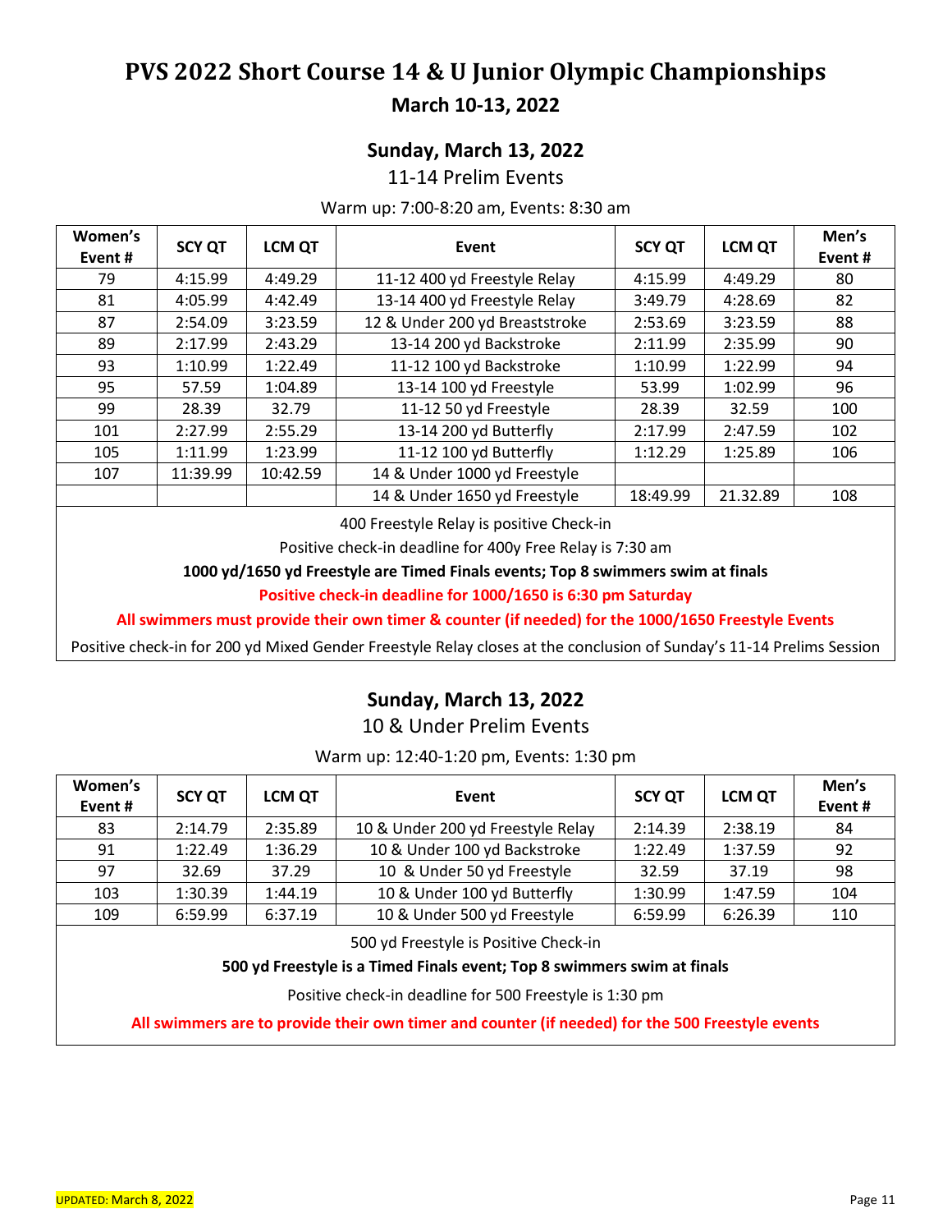# PVS 2022 Short Course 14 & U Junior Olympic Championships

## March 10-13, 2022

### Sunday, March 13, 2022

11-14 Prelim Events

Warm up: 7:00-8:20 am, Events: 8:30 am

| Women's Event # | SCY QT | LCM QT | Event | SCY QT | LCM QT | Men's Event # |
|---|---|---|---|---|---|---|
| 79 | 4:15.99 | 4:49.29 | 11-12 400 yd Freestyle Relay | 4:15.99 | 4:49.29 | 80 |
| 81 | 4:05.99 | 4:42.49 | 13-14 400 yd Freestyle Relay | 3:49.79 | 4:28.69 | 82 |
| 87 | 2:54.09 | 3:23.59 | 12 & Under 200 yd Breaststroke | 2:53.69 | 3:23.59 | 88 |
| 89 | 2:17.99 | 2:43.29 | 13-14 200 yd Backstroke | 2:11.99 | 2:35.99 | 90 |
| 93 | 1:10.99 | 1:22.49 | 11-12 100 yd Backstroke | 1:10.99 | 1:22.99 | 94 |
| 95 | 57.59 | 1:04.89 | 13-14 100 yd Freestyle | 53.99 | 1:02.99 | 96 |
| 99 | 28.39 | 32.79 | 11-12 50 yd Freestyle | 28.39 | 32.59 | 100 |
| 101 | 2:27.99 | 2:55.29 | 13-14 200 yd Butterfly | 2:17.99 | 2:47.59 | 102 |
| 105 | 1:11.99 | 1:23.99 | 11-12 100 yd Butterfly | 1:12.29 | 1:25.89 | 106 |
| 107 | 11:39.99 | 10:42.59 | 14 & Under 1000 yd Freestyle | | | |
| | | | 14 & Under 1650 yd Freestyle | 18:49.99 | 21.32.89 | 108 |

400 Freestyle Relay is positive Check-in

Positive check-in deadline for 400y Free Relay is 7:30 am

**1000 yd/1650 yd Freestyle are Timed Finals events; Top 8 swimmers swim at finals**

**Positive check-in deadline for 1000/1650 is 6:30 pm Saturday**

**All swimmers must provide their own timer & counter (if needed) for the 1000/1650 Freestyle Events**

Positive check-in for 200 yd Mixed Gender Freestyle Relay closes at the conclusion of Sunday's 11-14 Prelims Session

### Sunday, March 13, 2022

10 & Under Prelim Events

Warm up: 12:40-1:20 pm, Events: 1:30 pm

| Women's Event # | SCY QT | LCM QT | Event | SCY QT | LCM QT | Men's Event # |
|---|---|---|---|---|---|---|
| 83 | 2:14.79 | 2:35.89 | 10 & Under 200 yd Freestyle Relay | 2:14.39 | 2:38.19 | 84 |
| 91 | 1:22.49 | 1:36.29 | 10 & Under 100 yd Backstroke | 1:22.49 | 1:37.59 | 92 |
| 97 | 32.69 | 37.29 | 10 & Under 50 yd Freestyle | 32.59 | 37.19 | 98 |
| 103 | 1:30.39 | 1:44.19 | 10 & Under 100 yd Butterfly | 1:30.99 | 1:47.59 | 104 |
| 109 | 6:59.99 | 6:37.19 | 10 & Under 500 yd Freestyle | 6:59.99 | 6:26.39 | 110 |

500 yd Freestyle is Positive Check-in

**500 yd Freestyle is a Timed Finals event; Top 8 swimmers swim at finals**

Positive check-in deadline for 500 Freestyle is 1:30 pm

**All swimmers are to provide their own timer and counter (if needed) for the 500 Freestyle events**

UPDATED: March 8, 2022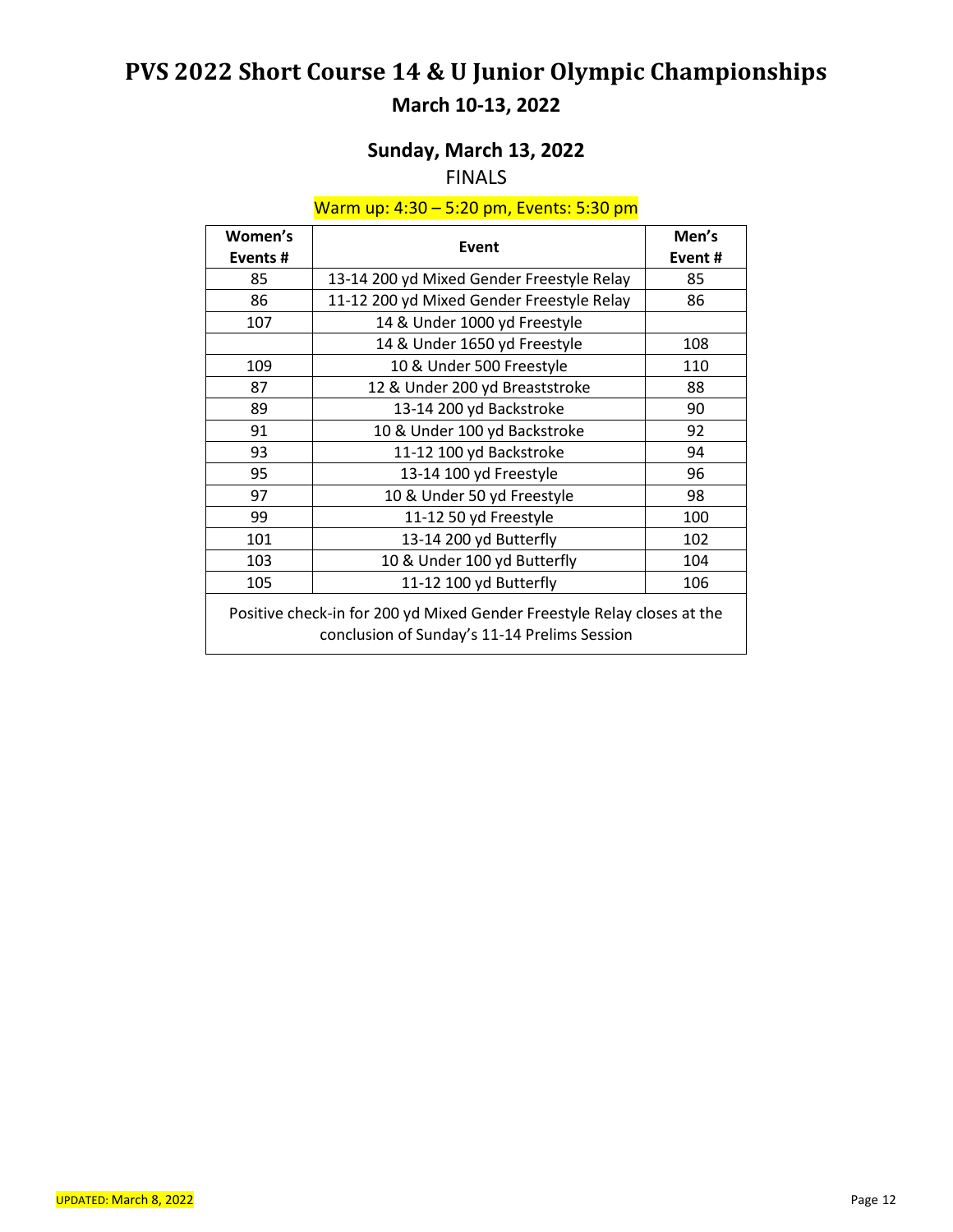# PVS 2022 Short Course 14 & U Junior Olympic Championships

## March 10-13, 2022

### Sunday, March 13, 2022

FINALS

Warm up: 4:30 – 5:20 pm, Events: 5:30 pm

| Women's Events # | Event | Men's Event # |
|---|---|---|
| 85 | 13-14 200 yd Mixed Gender Freestyle Relay | 85 |
| 86 | 11-12 200 yd Mixed Gender Freestyle Relay | 86 |
| 107 | 14 & Under 1000 yd Freestyle | |
| | 14 & Under 1650 yd Freestyle | 108 |
| 109 | 10 & Under 500 Freestyle | 110 |
| 87 | 12 & Under 200 yd Breaststroke | 88 |
| 89 | 13-14 200 yd Backstroke | 90 |
| 91 | 10 & Under 100 yd Backstroke | 92 |
| 93 | 11-12 100 yd Backstroke | 94 |
| 95 | 13-14 100 yd Freestyle | 96 |
| 97 | 10 & Under 50 yd Freestyle | 98 |
| 99 | 11-12 50 yd Freestyle | 100 |
| 101 | 13-14 200 yd Butterfly | 102 |
| 103 | 10 & Under 100 yd Butterfly | 104 |
| 105 | 11-12 100 yd Butterfly | 106 |

Positive check-in for 200 yd Mixed Gender Freestyle Relay closes at the conclusion of Sunday's 11-14 Prelims Session

UPDATED: March 8, 2022